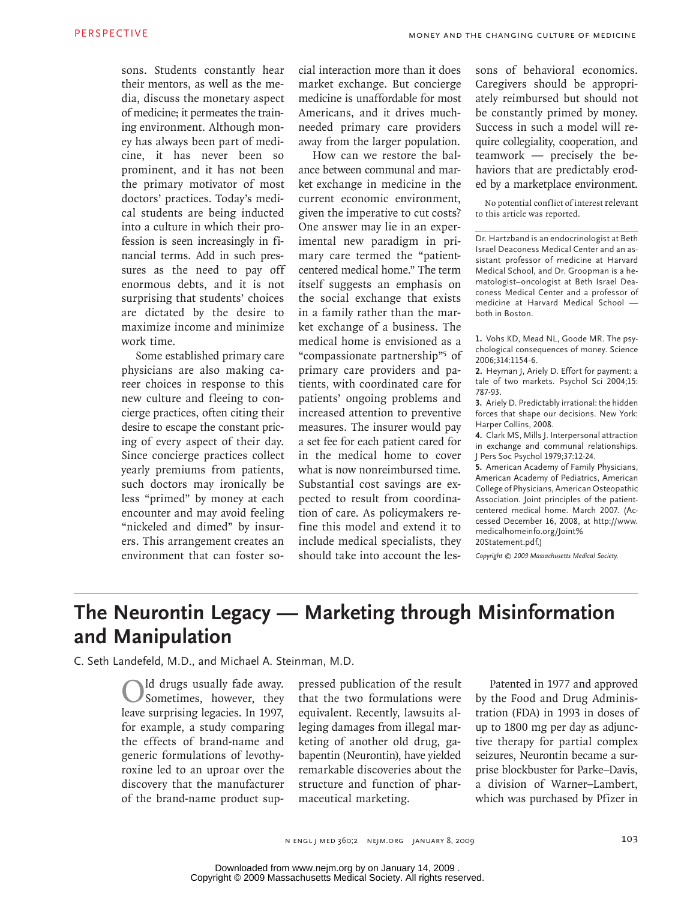sons. Students constantly hear their mentors, as well as the media, discuss the monetary aspect of medicine; it permeates the training environment. Although money has always been part of medicine, it has never been so prominent, and it has not been the primary motivator of most doctors' practices. Today's medical students are being inducted into a culture in which their profession is seen increasingly in financial terms. Add in such pressures as the need to pay off enormous debts, and it is not surprising that students' choices are dictated by the desire to maximize income and minimize work time.

Some established primary care physicians are also making career choices in response to this new culture and fleeing to concierge practices, often citing their desire to escape the constant pricing of every aspect of their day. Since concierge practices collect yearly premiums from patients, such doctors may ironically be less "primed" by money at each encounter and may avoid feeling "nickeled and dimed" by insurers. This arrangement creates an environment that can foster social interaction more than it does market exchange. But concierge medicine is unaffordable for most Americans, and it drives much-needed primary care providers away from the larger population.

How can we restore the balance between communal and market exchange in medicine in the current economic environment, given the imperative to cut costs? One answer may lie in an experimental new paradigm in primary care termed the "patient-centered medical home." The term itself suggests an emphasis on the social exchange that exists in a family rather than the market exchange of a business. The medical home is envisioned as a "compassionate partnership"[5] of primary care providers and patients, with coordinated care for patients' ongoing problems and increased attention to preventive measures. The insurer would pay a set fee for each patient cared for in the medical home to cover what is now nonreimbursed time. Substantial cost savings are expected to result from coordination of care. As policymakers refine this model and extend it to include medical specialists, they should take into account the lessons of behavioral economics. Caregivers should be appropriately reimbursed but should not be constantly primed by money. Success in such a model will require collegiality, cooperation, and teamwork — precisely the behaviors that are predictably eroded by a marketplace environment.

No potential conflict of interest relevant to this article was reported.

Dr. Hartzband is an endocrinologist at Beth Israel Deaconess Medical Center and an assistant professor of medicine at Harvard Medical School, and Dr. Groopman is a hematologist–oncologist at Beth Israel Deaconess Medical Center and a professor of medicine at Harvard Medical School — both in Boston.

1. Vohs KD, Mead NL, Goode MR. The psychological consequences of money. Science 2006;314:1154-6.
2. Heyman J, Ariely D. Effort for payment: a tale of two markets. Psychol Sci 2004;15:787-93.
3. Ariely D. Predictably irrational: the hidden forces that shape our decisions. New York: Harper Collins, 2008.
4. Clark MS, Mills J. Interpersonal attraction in exchange and communal relationships. J Pers Soc Psychol 1979;37:12-24.
5. American Academy of Family Physicians, American Academy of Pediatrics, American College of Physicians, American Osteopathic Association. Joint principles of the patient-centered medical home. March 2007. (Accessed December 16, 2008, at http://www.medicalhomeinfo.org/Joint%20Statement.pdf.)

*Copyright © 2009 Massachusetts Medical Society.*

# The Neurontin Legacy — Marketing through Misinformation and Manipulation

C. Seth Landefeld, M.D., and Michael A. Steinman, M.D.

Old drugs usually fade away. Sometimes, however, they leave surprising legacies. In 1997, for example, a study comparing the effects of brand-name and generic formulations of levothyroxine led to an uproar over the discovery that the manufacturer of the brand-name product suppressed publication of the result that the two formulations were equivalent. Recently, lawsuits alleging damages from illegal marketing of another old drug, gabapentin (Neurontin), have yielded remarkable discoveries about the structure and function of pharmaceutical marketing.

Patented in 1977 and approved by the Food and Drug Administration (FDA) in 1993 in doses of up to 1800 mg per day as adjunctive therapy for partial complex seizures, Neurontin became a surprise blockbuster for Parke–Davis, a division of Warner–Lambert, which was purchased by Pfizer in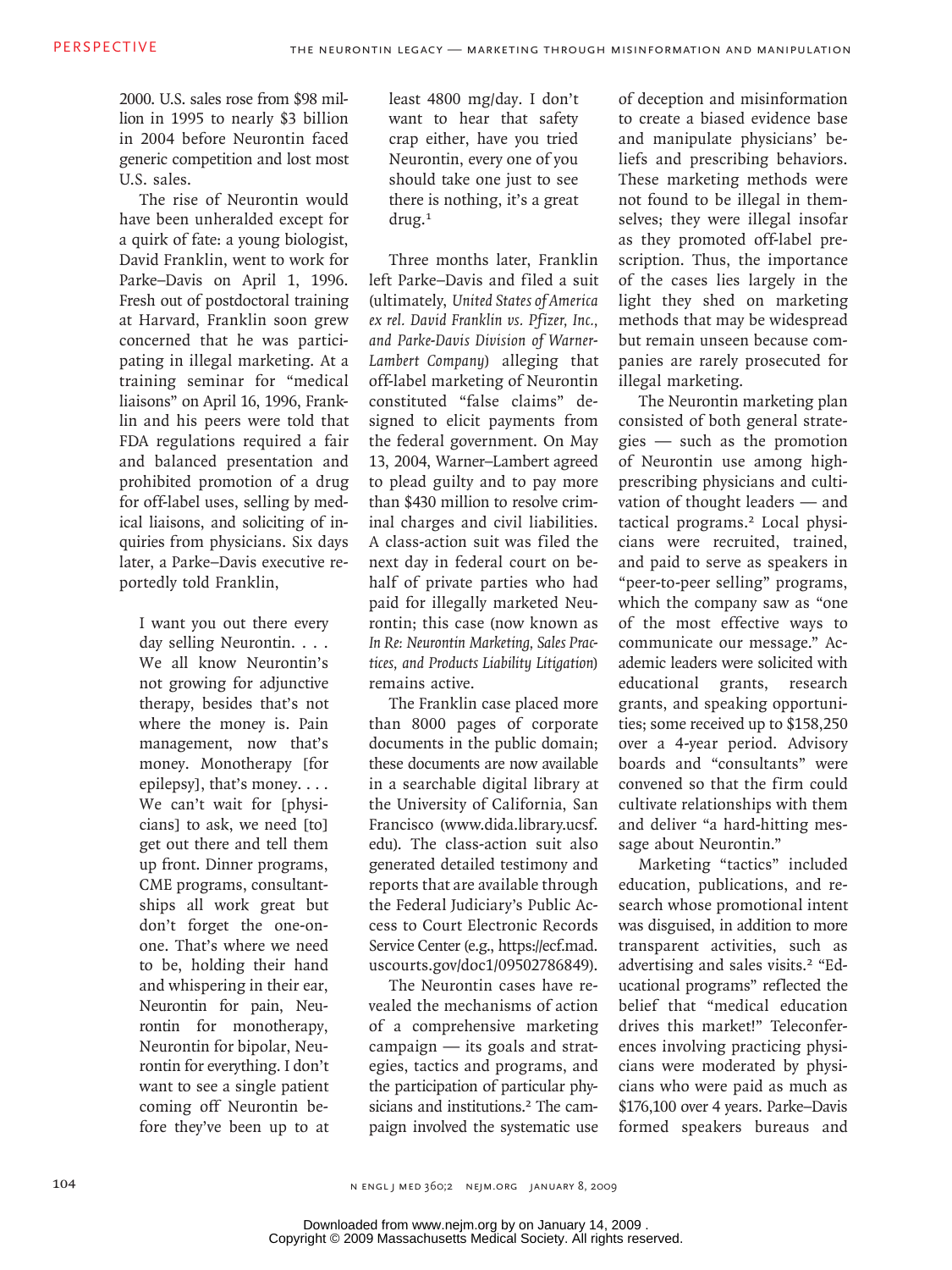2000. U.S. sales rose from $98 million in 1995 to nearly $3 billion in 2004 before Neurontin faced generic competition and lost most U.S. sales.

The rise of Neurontin would have been unheralded except for a quirk of fate: a young biologist, David Franklin, went to work for Parke–Davis on April 1, 1996. Fresh out of postdoctoral training at Harvard, Franklin soon grew concerned that he was participating in illegal marketing. At a training seminar for "medical liaisons" on April 16, 1996, Franklin and his peers were told that FDA regulations required a fair and balanced presentation and prohibited promotion of a drug for off-label uses, selling by medical liaisons, and soliciting of inquiries from physicians. Six days later, a Parke–Davis executive reportedly told Franklin,

> I want you out there every day selling Neurontin. . . . We all know Neurontin's not growing for adjunctive therapy, besides that's not where the money is. Pain management, now that's money. Monotherapy [for epilepsy], that's money. . . . We can't wait for [physicians] to ask, we need [to] get out there and tell them up front. Dinner programs, CME programs, consultantships all work great but don't forget the one-on-one. That's where we need to be, holding their hand and whispering in their ear, Neurontin for pain, Neurontin for monotherapy, Neurontin for bipolar, Neurontin for everything. I don't want to see a single patient coming off Neurontin before they've been up to at least 4800 mg/day. I don't want to hear that safety crap either, have you tried Neurontin, every one of you should take one just to see there is nothing, it's a great drug.[1]

Three months later, Franklin left Parke–Davis and filed a suit (ultimately, *United States of America ex rel. David Franklin vs. Pfizer, Inc., and Parke-Davis Division of Warner-Lambert Company*) alleging that off-label marketing of Neurontin constituted "false claims" designed to elicit payments from the federal government. On May 13, 2004, Warner–Lambert agreed to plead guilty and to pay more than $430 million to resolve criminal charges and civil liabilities. A class-action suit was filed the next day in federal court on behalf of private parties who had paid for illegally marketed Neurontin; this case (now known as *In Re: Neurontin Marketing, Sales Practices, and Products Liability Litigation*) remains active.

The Franklin case placed more than 8000 pages of corporate documents in the public domain; these documents are now available in a searchable digital library at the University of California, San Francisco (www.dida.library.ucsf.edu). The class-action suit also generated detailed testimony and reports that are available through the Federal Judiciary's Public Access to Court Electronic Records Service Center (e.g., https://ecf.mad.uscourts.gov/doc1/09502786849).

The Neurontin cases have revealed the mechanisms of action of a comprehensive marketing campaign — its goals and strategies, tactics and programs, and the participation of particular physicians and institutions.[2] The campaign involved the systematic use of deception and misinformation to create a biased evidence base and manipulate physicians' beliefs and prescribing behaviors. These marketing methods were not found to be illegal in themselves; they were illegal insofar as they promoted off-label prescription. Thus, the importance of the cases lies largely in the light they shed on marketing methods that may be widespread but remain unseen because companies are rarely prosecuted for illegal marketing.

The Neurontin marketing plan consisted of both general strategies — such as the promotion of Neurontin use among high-prescribing physicians and cultivation of thought leaders — and tactical programs.[2] Local physicians were recruited, trained, and paid to serve as speakers in "peer-to-peer selling" programs, which the company saw as "one of the most effective ways to communicate our message." Academic leaders were solicited with educational grants, research grants, and speaking opportunities; some received up to $158,250 over a 4-year period. Advisory boards and "consultants" were convened so that the firm could cultivate relationships with them and deliver "a hard-hitting message about Neurontin."

Marketing "tactics" included education, publications, and research whose promotional intent was disguised, in addition to more transparent activities, such as advertising and sales visits.[2] "Educational programs" reflected the belief that "medical education drives this market!" Teleconferences involving practicing physicians were moderated by physicians who were paid as much as $176,100 over 4 years. Parke–Davis formed speakers bureaus and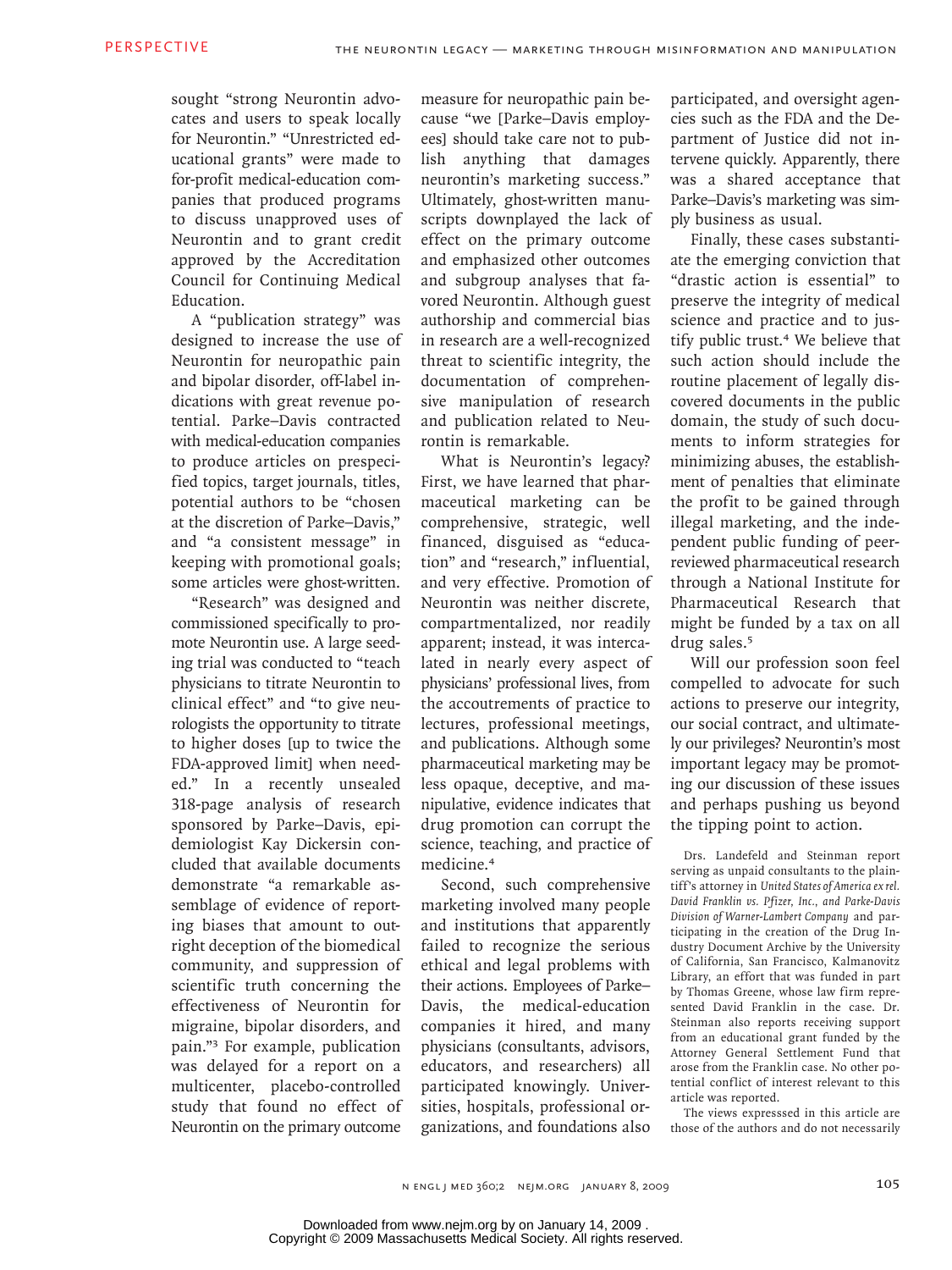sought "strong Neurontin advocates and users to speak locally for Neurontin." "Unrestricted educational grants" were made to for-profit medical-education companies that produced programs to discuss unapproved uses of Neurontin and to grant credit approved by the Accreditation Council for Continuing Medical Education.

A "publication strategy" was designed to increase the use of Neurontin for neuropathic pain and bipolar disorder, off-label indications with great revenue potential. Parke–Davis contracted with medical-education companies to produce articles on prespecified topics, target journals, titles, potential authors to be "chosen at the discretion of Parke–Davis," and "a consistent message" in keeping with promotional goals; some articles were ghost-written.

"Research" was designed and commissioned specifically to promote Neurontin use. A large seeding trial was conducted to "teach physicians to titrate Neurontin to clinical effect" and "to give neurologists the opportunity to titrate to higher doses [up to twice the FDA-approved limit] when needed." In a recently unsealed 318-page analysis of research sponsored by Parke–Davis, epidemiologist Kay Dickersin concluded that available documents demonstrate "a remarkable assemblage of evidence of reporting biases that amount to outright deception of the biomedical community, and suppression of scientific truth concerning the effectiveness of Neurontin for migraine, bipolar disorders, and pain."[3] For example, publication was delayed for a report on a multicenter, placebo-controlled study that found no effect of Neurontin on the primary outcome measure for neuropathic pain because "we [Parke–Davis employees] should take care not to publish anything that damages neurontin's marketing success." Ultimately, ghost-written manuscripts downplayed the lack of effect on the primary outcome and emphasized other outcomes and subgroup analyses that favored Neurontin. Although guest authorship and commercial bias in research are a well-recognized threat to scientific integrity, the documentation of comprehensive manipulation of research and publication related to Neurontin is remarkable.

What is Neurontin's legacy? First, we have learned that pharmaceutical marketing can be comprehensive, strategic, well financed, disguised as "education" and "research," influential, and very effective. Promotion of Neurontin was neither discrete, compartmentalized, nor readily apparent; instead, it was intercalated in nearly every aspect of physicians' professional lives, from the accoutrements of practice to lectures, professional meetings, and publications. Although some pharmaceutical marketing may be less opaque, deceptive, and manipulative, evidence indicates that drug promotion can corrupt the science, teaching, and practice of medicine.[4]

Second, such comprehensive marketing involved many people and institutions that apparently failed to recognize the serious ethical and legal problems with their actions. Employees of Parke–Davis, the medical-education companies it hired, and many physicians (consultants, advisors, educators, and researchers) all participated knowingly. Universities, hospitals, professional organizations, and foundations also participated, and oversight agencies such as the FDA and the Department of Justice did not intervene quickly. Apparently, there was a shared acceptance that Parke–Davis's marketing was simply business as usual.

Finally, these cases substantiate the emerging conviction that "drastic action is essential" to preserve the integrity of medical science and practice and to justify public trust.[4] We believe that such action should include the routine placement of legally discovered documents in the public domain, the study of such documents to inform strategies for minimizing abuses, the establishment of penalties that eliminate the profit to be gained through illegal marketing, and the independent public funding of peer-reviewed pharmaceutical research through a National Institute for Pharmaceutical Research that might be funded by a tax on all drug sales.[5]

Will our profession soon feel compelled to advocate for such actions to preserve our integrity, our social contract, and ultimately our privileges? Neurontin's most important legacy may be promoting our discussion of these issues and perhaps pushing us beyond the tipping point to action.

Drs. Landefeld and Steinman report serving as unpaid consultants to the plaintiff's attorney in *United States of America ex rel. David Franklin vs. Pfizer, Inc., and Parke-Davis Division of Warner-Lambert Company* and participating in the creation of the Drug Industry Document Archive by the University of California, San Francisco, Kalmanovitz Library, an effort that was funded in part by Thomas Greene, whose law firm represented David Franklin in the case. Dr. Steinman also reports receiving support from an educational grant funded by the Attorney General Settlement Fund that arose from the Franklin case. No other potential conflict of interest relevant to this article was reported.

The views expresssed in this article are those of the authors and do not necessarily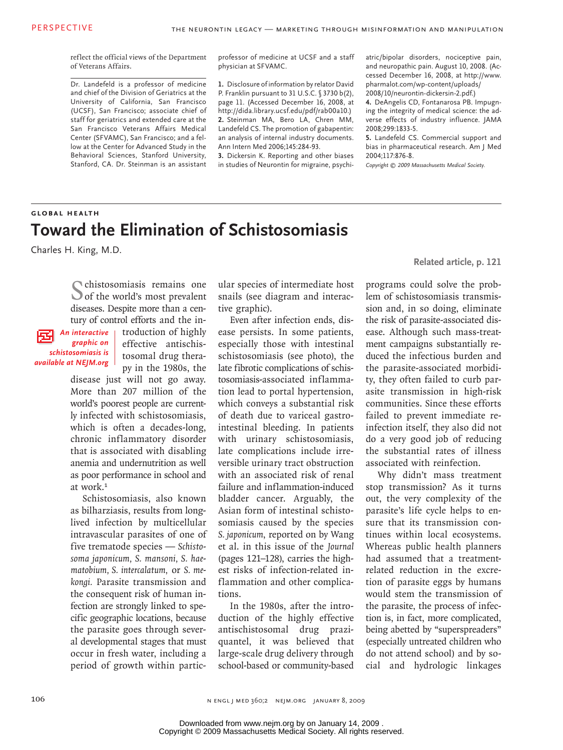reflect the official views of the Department of Veterans Affairs.

Dr. Landefeld is a professor of medicine and chief of the Division of Geriatrics at the University of California, San Francisco (UCSF), San Francisco; associate chief of staff for geriatrics and extended care at the San Francisco Veterans Affairs Medical Center (SFVAMC), San Francisco; and a fellow at the Center for Advanced Study in the Behavioral Sciences, Stanford University, Stanford, CA. Dr. Steinman is an assistant professor of medicine at UCSF and a staff physician at SFVAMC.

1. Disclosure of information by relator David P. Franklin pursuant to 31 U.S.C. § 3730 b(2), page 11. (Accessed December 16, 2008, at http://dida.library.ucsf.edu/pdf/rab00a10.)
2. Steinman MA, Bero LA, Chren MM, Landefeld CS. The promotion of gabapentin: an analysis of internal industry documents. Ann Intern Med 2006;145:284-93.
3. Dickersin K. Reporting and other biases in studies of Neurontin for migraine, psychiatric/bipolar disorders, nociceptive pain, and neuropathic pain. August 10, 2008. (Accessed December 16, 2008, at http://www.pharmalot.com/wp-content/uploads/2008/10/neurontin-dickersin-2.pdf.)
4. DeAngelis CD, Fontanarosa PB. Impugning the integrity of medical science: the adverse effects of industry influence. JAMA 2008;299:1833-5.
5. Landefeld CS. Commercial support and bias in pharmaceutical research. Am J Med 2004;117:876-8.

*Copyright © 2009 Massachusetts Medical Society.*

**GLOBAL HEALTH**

# Toward the Elimination of Schistosomiasis

Charles H. King, M.D.

**Related article, p. 121**

*An interactive graphic on schistosomiasis is available at NEJM.org*

Schistosomiasis remains one of the world's most prevalent diseases. Despite more than a century of control efforts and the introduction of highly effective antischistosomal drug therapy in the 1980s, the disease just will not go away. More than 207 million of the world's poorest people are currently infected with schistosomiasis, which is often a decades-long, chronic inflammatory disorder that is associated with disabling anemia and undernutrition as well as poor performance in school and at work.[1]

Schistosomiasis, also known as bilharziasis, results from long-lived infection by multicellular intravascular parasites of one of five trematode species — *Schistosoma japonicum*, *S. mansoni*, *S. haematobium*, *S. intercalatum*, or *S. mekongi.* Parasite transmission and the consequent risk of human infection are strongly linked to specific geographic locations, because the parasite goes through several developmental stages that must occur in fresh water, including a period of growth within particular species of intermediate host snails (see diagram and interactive graphic).

Even after infection ends, disease persists. In some patients, especially those with intestinal schistosomiasis (see photo), the late fibrotic complications of schistosomiasis-associated inflammation lead to portal hypertension, which conveys a substantial risk of death due to variceal gastrointestinal bleeding. In patients with urinary schistosomiasis, late complications include irreversible urinary tract obstruction with an associated risk of renal failure and inflammation-induced bladder cancer. Arguably, the Asian form of intestinal schistosomiasis caused by the species *S. japonicum*, reported on by Wang et al. in this issue of the *Journal* (pages 121–128), carries the highest risks of infection-related inflammation and other complications.

In the 1980s, after the introduction of the highly effective antischistosomal drug praziquantel, it was believed that large-scale drug delivery through school-based or community-based programs could solve the problem of schistosomiasis transmission and, in so doing, eliminate the risk of parasite-associated disease. Although such mass-treatment campaigns substantially reduced the infectious burden and the parasite-associated morbidity, they often failed to curb parasite transmission in high-risk communities. Since these efforts failed to prevent immediate reinfection itself, they also did not do a very good job of reducing the substantial rates of illness associated with reinfection.

Why didn't mass treatment stop transmission? As it turns out, the very complexity of the parasite's life cycle helps to ensure that its transmission continues within local ecosystems. Whereas public health planners had assumed that a treatment-related reduction in the excretion of parasite eggs by humans would stem the transmission of the parasite, the process of infection is, in fact, more complicated, being abetted by "superspreaders" (especially untreated children who do not attend school) and by social and hydrologic linkages

Downloaded from www.nejm.org by on January 14, 2009 .
Copyright © 2009 Massachusetts Medical Society. All rights reserved.